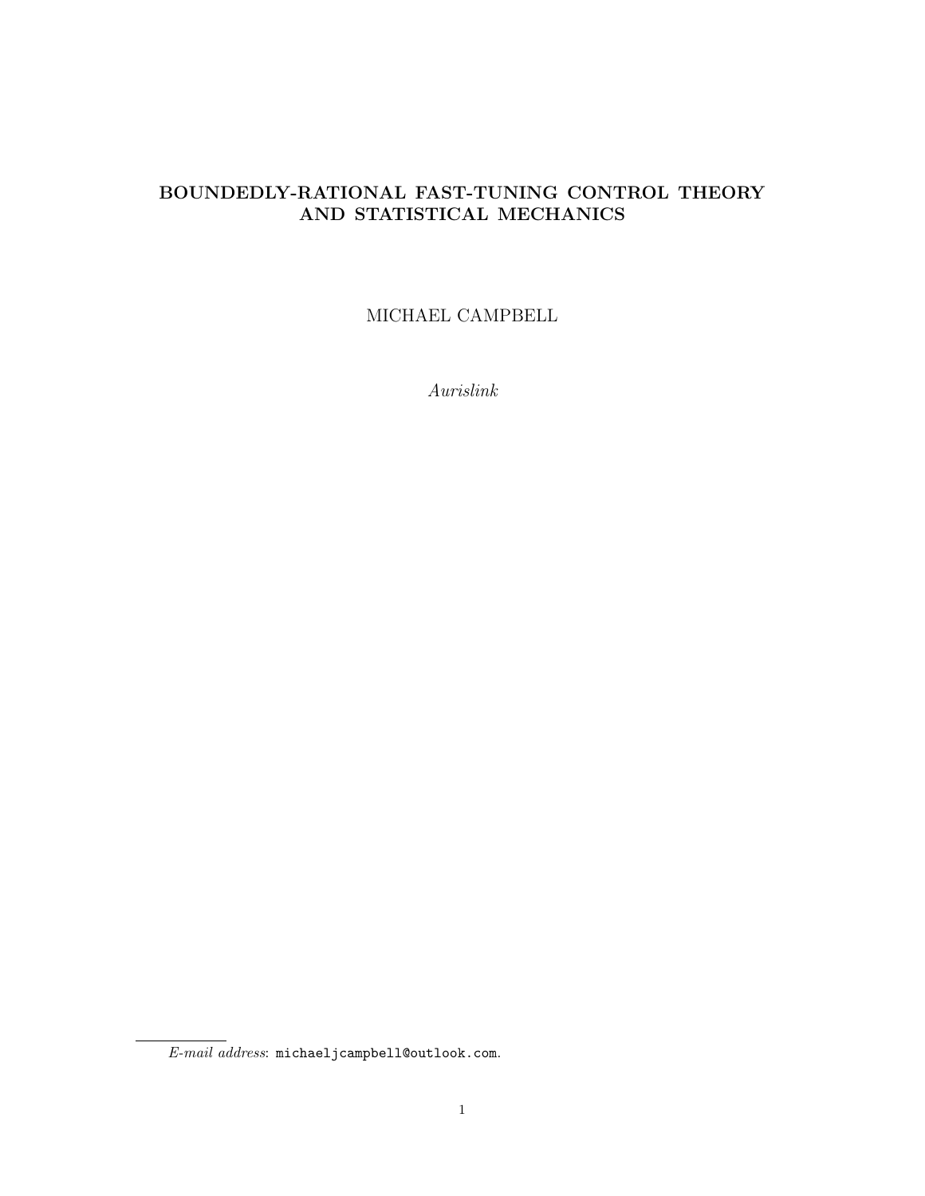# BOUNDEDLY-RATIONAL FAST-TUNING CONTROL THEORY AND STATISTICAL MECHANICS

MICHAEL CAMPBELL

*Aurislink*

*E-mail address*: michaeljcampbell@outlook.com.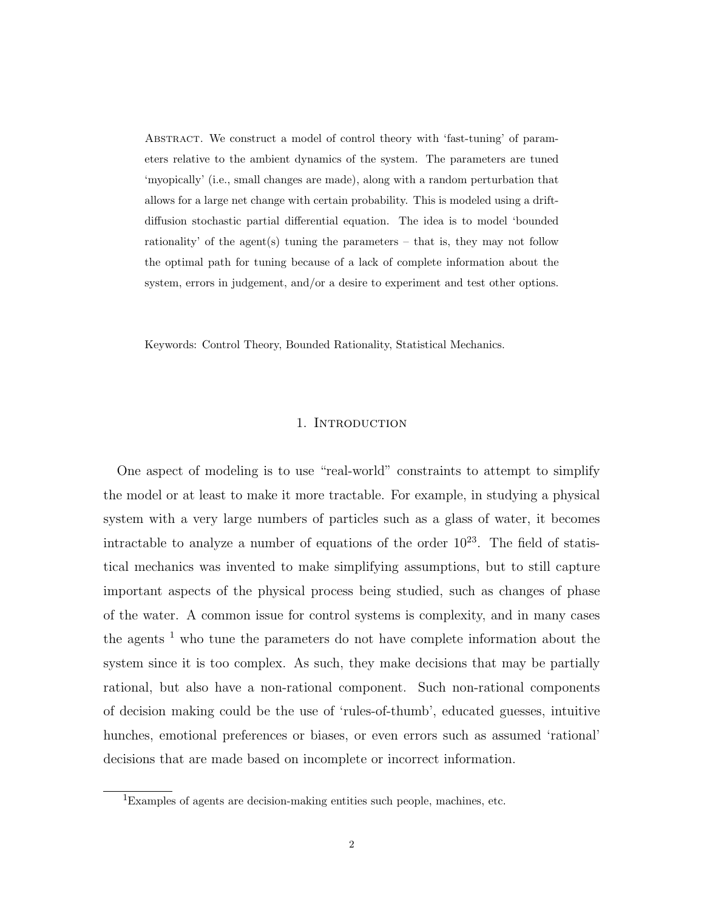Abstract. We construct a model of control theory with 'fast-tuning' of parameters relative to the ambient dynamics of the system. The parameters are tuned 'myopically' (i.e., small changes are made), along with a random perturbation that allows for a large net change with certain probability. This is modeled using a drift-diffusion stochastic partial differential equation. The idea is to model 'bounded rationality' of the agent(s) tuning the parameters – that is, they may not follow the optimal path for tuning because of a lack of complete information about the system, errors in judgement, and/or a desire to experiment and test other options.

Keywords: Control Theory, Bounded Rationality, Statistical Mechanics.

## 1. Introduction

One aspect of modeling is to use "real-world" constraints to attempt to simplify the model or at least to make it more tractable. For example, in studying a physical system with a very large numbers of particles such as a glass of water, it becomes intractable to analyze a number of equations of the order $10^{23}$. The field of statistical mechanics was invented to make simplifying assumptions, but to still capture important aspects of the physical process being studied, such as changes of phase of the water. A common issue for control systems is complexity, and in many cases the agents [1] who tune the parameters do not have complete information about the system since it is too complex. As such, they make decisions that may be partially rational, but also have a non-rational component. Such non-rational components of decision making could be the use of 'rules-of-thumb', educated guesses, intuitive hunches, emotional preferences or biases, or even errors such as assumed 'rational' decisions that are made based on incomplete or incorrect information.

[1] Examples of agents are decision-making entities such people, machines, etc.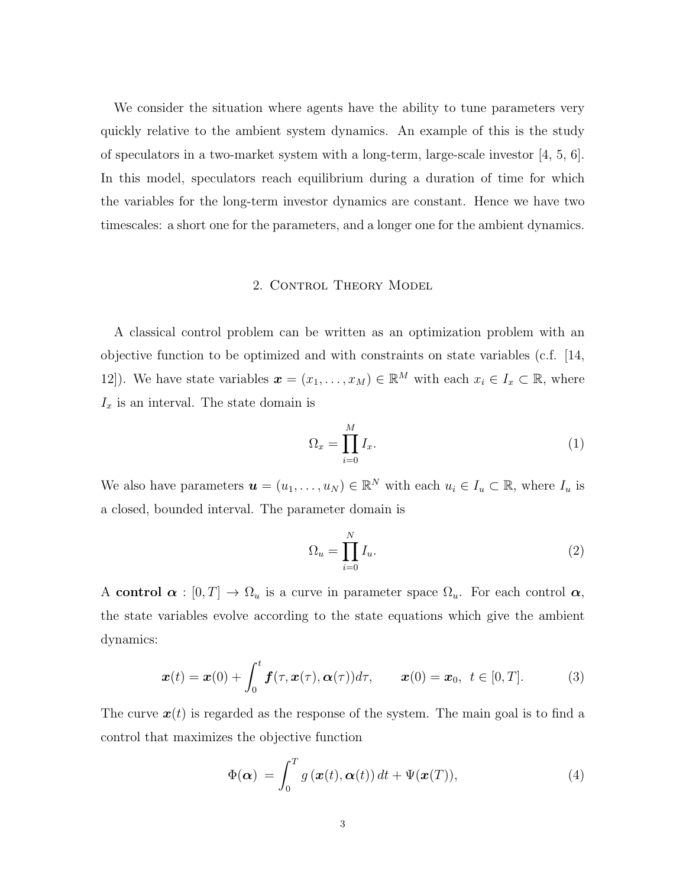We consider the situation where agents have the ability to tune parameters very quickly relative to the ambient system dynamics. An example of this is the study of speculators in a two-market system with a long-term, large-scale investor [4, 5, 6]. In this model, speculators reach equilibrium during a duration of time for which the variables for the long-term investor dynamics are constant. Hence we have two timescales: a short one for the parameters, and a longer one for the ambient dynamics.

## 2. Control Theory Model

A classical control problem can be written as an optimization problem with an objective function to be optimized and with constraints on state variables (c.f. [14, 12]). We have state variables $\boldsymbol{x} = (x_1, \ldots, x_M) \in \mathbb{R}^M$ with each $x_i \in I_x \subset \mathbb{R}$, where $I_x$ is an interval. The state domain is

$$\Omega_x = \prod_{i=0}^{M} I_x. \tag{1}$$

We also have parameters $\boldsymbol{u} = (u_1, \ldots, u_N) \in \mathbb{R}^N$ with each $u_i \in I_u \subset \mathbb{R}$, where $I_u$ is a closed, bounded interval. The parameter domain is

$$\Omega_u = \prod_{i=0}^{N} I_u. \tag{2}$$

A **control** $\boldsymbol{\alpha} : [0, T] \to \Omega_u$ is a curve in parameter space $\Omega_u$. For each control $\boldsymbol{\alpha}$, the state variables evolve according to the state equations which give the ambient dynamics:

$$\boldsymbol{x}(t) = \boldsymbol{x}(0) + \int_0^t \boldsymbol{f}(\tau, \boldsymbol{x}(\tau), \boldsymbol{\alpha}(\tau)) d\tau, \qquad \boldsymbol{x}(0) = \boldsymbol{x}_0, \;\; t \in [0, T]. \tag{3}$$

The curve $\boldsymbol{x}(t)$ is regarded as the response of the system. The main goal is to find a control that maximizes the objective function

$$\Phi(\boldsymbol{\alpha}) \;=\; \int_0^T g\left(\boldsymbol{x}(t), \boldsymbol{\alpha}(t)\right) dt + \Psi(\boldsymbol{x}(T)), \tag{4}$$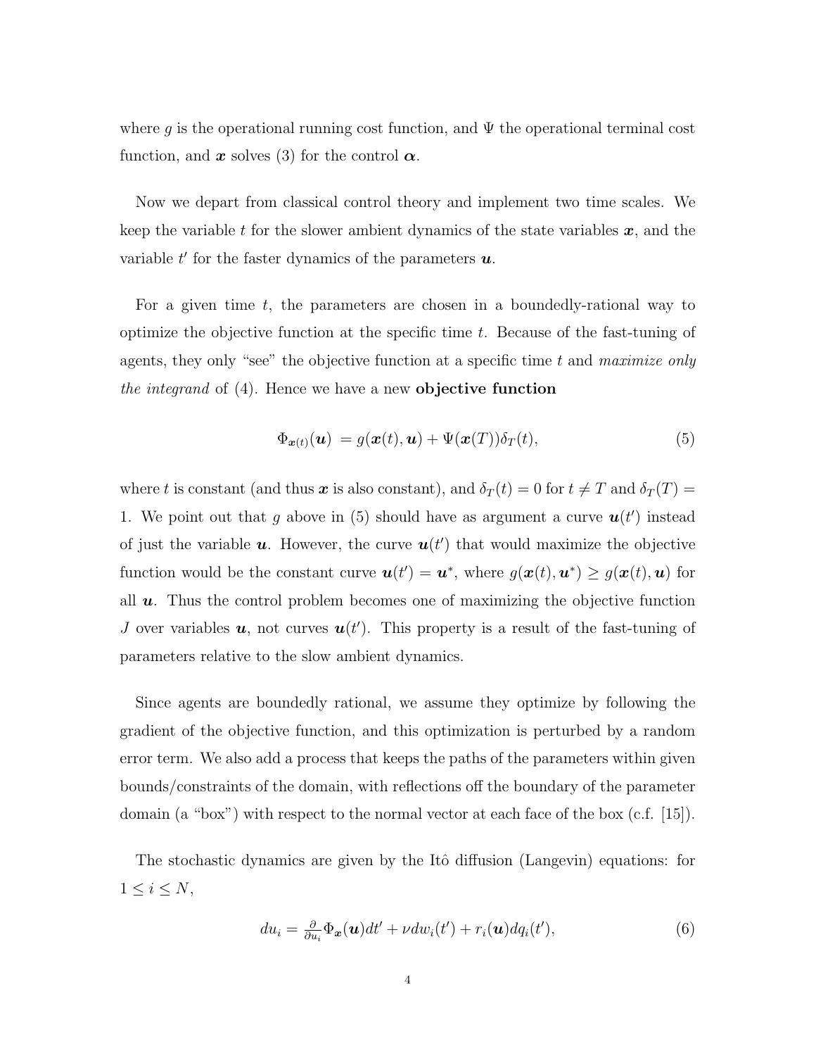where $g$ is the operational running cost function, and $\Psi$ the operational terminal cost function, and $\boldsymbol{x}$ solves (3) for the control $\boldsymbol{\alpha}$.

Now we depart from classical control theory and implement two time scales. We keep the variable $t$ for the slower ambient dynamics of the state variables $\boldsymbol{x}$, and the variable $t'$ for the faster dynamics of the parameters $\boldsymbol{u}$.

For a given time $t$, the parameters are chosen in a boundedly-rational way to optimize the objective function at the specific time $t$. Because of the fast-tuning of agents, they only "see" the objective function at a specific time $t$ and *maximize only the integrand* of (4). Hence we have a new **objective function**

$$\Phi_{\boldsymbol{x}(t)}(\boldsymbol{u}) \ = g(\boldsymbol{x}(t), \boldsymbol{u}) + \Psi(\boldsymbol{x}(T))\delta_T(t), \tag{5}$$

where $t$ is constant (and thus $\boldsymbol{x}$ is also constant), and $\delta_T(t) = 0$ for $t \neq T$ and $\delta_T(T) = 1$. We point out that $g$ above in (5) should have as argument a curve $\boldsymbol{u}(t')$ instead of just the variable $\boldsymbol{u}$. However, the curve $\boldsymbol{u}(t')$ that would maximize the objective function would be the constant curve $\boldsymbol{u}(t') = \boldsymbol{u}^*$, where $g(\boldsymbol{x}(t), \boldsymbol{u}^*) \geq g(\boldsymbol{x}(t), \boldsymbol{u})$ for all $\boldsymbol{u}$. Thus the control problem becomes one of maximizing the objective function $J$ over variables $\boldsymbol{u}$, not curves $\boldsymbol{u}(t')$. This property is a result of the fast-tuning of parameters relative to the slow ambient dynamics.

Since agents are boundedly rational, we assume they optimize by following the gradient of the objective function, and this optimization is perturbed by a random error term. We also add a process that keeps the paths of the parameters within given bounds/constraints of the domain, with reflections off the boundary of the parameter domain (a "box") with respect to the normal vector at each face of the box (c.f. [15]).

The stochastic dynamics are given by the Itô diffusion (Langevin) equations: for $1 \leq i \leq N$,

$$du_i = \tfrac{\partial}{\partial u_i}\Phi_{\boldsymbol{x}}(\boldsymbol{u})dt' + \nu dw_i(t') + r_i(\boldsymbol{u})dq_i(t'), \tag{6}$$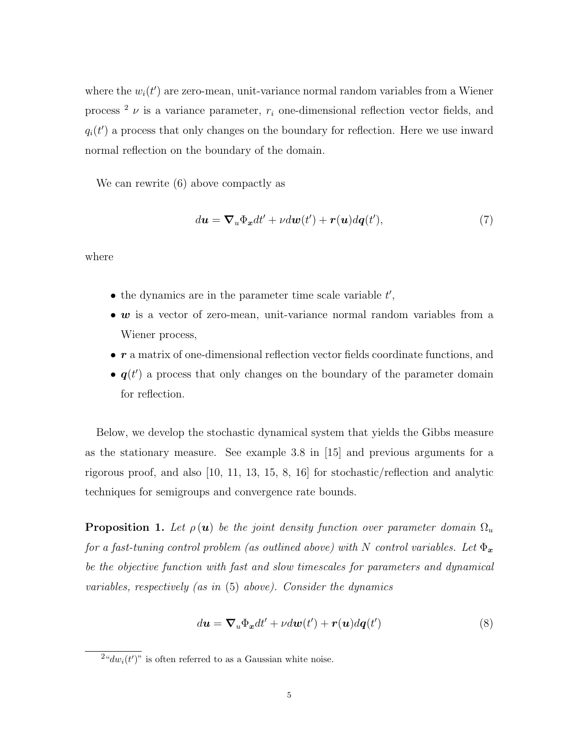where the $w_i(t')$ are zero-mean, unit-variance normal random variables from a Wiener process [2] $\nu$ is a variance parameter, $r_i$ one-dimensional reflection vector fields, and $q_i(t')$ a process that only changes on the boundary for reflection. Here we use inward normal reflection on the boundary of the domain.

We can rewrite (6) above compactly as

$$d\boldsymbol{u} = \boldsymbol{\nabla}_u \Phi_{\boldsymbol{x}} dt' + \nu d\boldsymbol{w}(t') + \boldsymbol{r}(\boldsymbol{u}) d\boldsymbol{q}(t'), \tag{7}$$

where

- the dynamics are in the parameter time scale variable $t'$,
- $\boldsymbol{w}$ is a vector of zero-mean, unit-variance normal random variables from a Wiener process,
- $\boldsymbol{r}$ a matrix of one-dimensional reflection vector fields coordinate functions, and
- $\boldsymbol{q}(t')$ a process that only changes on the boundary of the parameter domain for reflection.

Below, we develop the stochastic dynamical system that yields the Gibbs measure as the stationary measure. See example 3.8 in [15] and previous arguments for a rigorous proof, and also [10, 11, 13, 15, 8, 16] for stochastic/reflection and analytic techniques for semigroups and convergence rate bounds.

**Proposition 1.** *Let $\rho(\boldsymbol{u})$ be the joint density function over parameter domain $\Omega_u$ for a fast-tuning control problem (as outlined above) with $N$ control variables. Let $\Phi_{\boldsymbol{x}}$ be the objective function with fast and slow timescales for parameters and dynamical variables, respectively (as in* (5) *above). Consider the dynamics*

$$d\boldsymbol{u} = \boldsymbol{\nabla}_u \Phi_{\boldsymbol{x}} dt' + \nu d\boldsymbol{w}(t') + \boldsymbol{r}(\boldsymbol{u}) d\boldsymbol{q}(t') \tag{8}$$

[2] "$dw_i(t')$" is often referred to as a Gaussian white noise.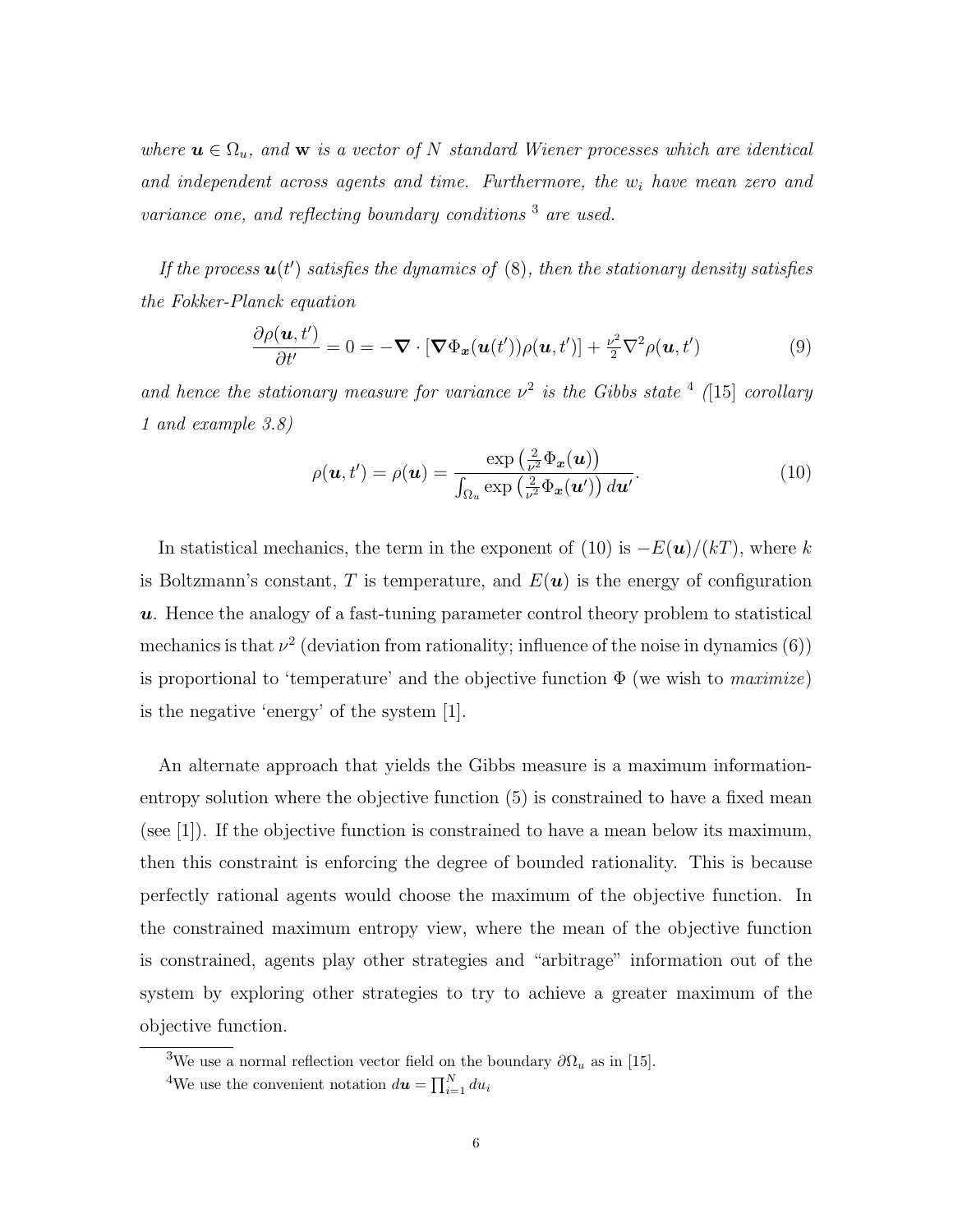*where $\boldsymbol{u} \in \Omega_u$, and $\mathbf{w}$ is a vector of $N$ standard Wiener processes which are identical and independent across agents and time. Furthermore, the $w_i$ have mean zero and variance one, and reflecting boundary conditions* [3] *are used.*

*If the process $\boldsymbol{u}(t')$ satisfies the dynamics of (8), then the stationary density satisfies the Fokker-Planck equation*

$$\frac{\partial \rho(\boldsymbol{u}, t')}{\partial t'} = 0 = -\boldsymbol{\nabla} \cdot [\boldsymbol{\nabla} \Phi_{\boldsymbol{x}}(\boldsymbol{u}(t'))\rho(\boldsymbol{u}, t')] + \tfrac{\nu^2}{2} \nabla^2 \rho(\boldsymbol{u}, t') \tag{9}$$

*and hence the stationary measure for variance $\nu^2$ is the Gibbs state* [4] *([15] corollary 1 and example 3.8)*

$$\rho(\boldsymbol{u}, t') = \rho(\boldsymbol{u}) = \frac{\exp\left(\frac{2}{\nu^2}\Phi_{\boldsymbol{x}}(\boldsymbol{u})\right)}{\int_{\Omega_u} \exp\left(\frac{2}{\nu^2}\Phi_{\boldsymbol{x}}(\boldsymbol{u}')\right) d\boldsymbol{u}'}. \tag{10}$$

In statistical mechanics, the term in the exponent of (10) is $-E(\boldsymbol{u})/(kT)$, where $k$ is Boltzmann's constant, $T$ is temperature, and $E(\boldsymbol{u})$ is the energy of configuration $\boldsymbol{u}$. Hence the analogy of a fast-tuning parameter control theory problem to statistical mechanics is that $\nu^2$ (deviation from rationality; influence of the noise in dynamics (6)) is proportional to 'temperature' and the objective function $\Phi$ (we wish to *maximize*) is the negative 'energy' of the system [1].

An alternate approach that yields the Gibbs measure is a maximum information-entropy solution where the objective function (5) is constrained to have a fixed mean (see [1]). If the objective function is constrained to have a mean below its maximum, then this constraint is enforcing the degree of bounded rationality. This is because perfectly rational agents would choose the maximum of the objective function. In the constrained maximum entropy view, where the mean of the objective function is constrained, agents play other strategies and "arbitrage" information out of the system by exploring other strategies to try to achieve a greater maximum of the objective function.

[3] We use a normal reflection vector field on the boundary $\partial\Omega_u$ as in [15].

[4] We use the convenient notation $d\boldsymbol{u} = \prod_{i=1}^{N} du_i$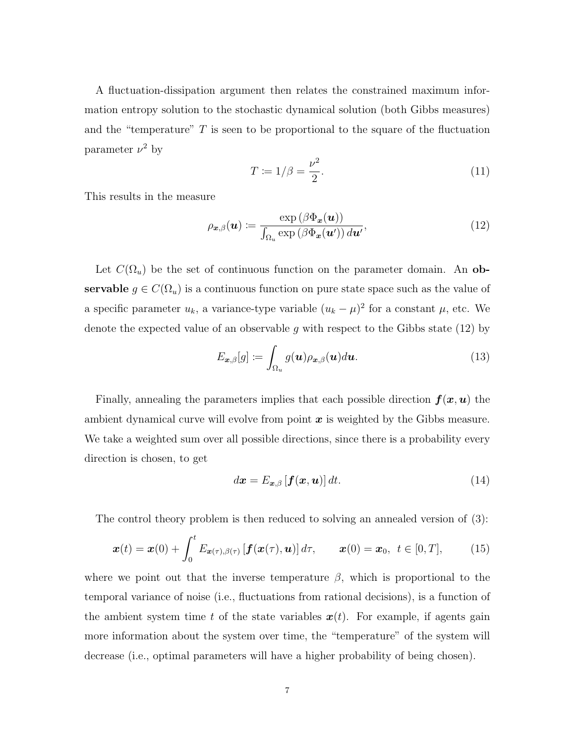A fluctuation-dissipation argument then relates the constrained maximum information entropy solution to the stochastic dynamical solution (both Gibbs measures) and the "temperature" $T$ is seen to be proportional to the square of the fluctuation parameter $\nu^2$ by

$$T \coloneqq 1/\beta = \frac{\nu^2}{2}. \tag{11}$$

This results in the measure

$$\rho_{\boldsymbol{x},\beta}(\boldsymbol{u}) \coloneqq \frac{\exp\left(\beta \Phi_{\boldsymbol{x}}(\boldsymbol{u})\right)}{\int_{\Omega_u} \exp\left(\beta \Phi_{\boldsymbol{x}}(\boldsymbol{u'})\right) d\boldsymbol{u'}}, \tag{12}$$

Let $C(\Omega_u)$ be the set of continuous function on the parameter domain. An **observable** $g \in C(\Omega_u)$ is a continuous function on pure state space such as the value of a specific parameter $u_k$, a variance-type variable $(u_k - \mu)^2$ for a constant $\mu$, etc. We denote the expected value of an observable $g$ with respect to the Gibbs state (12) by

$$E_{\boldsymbol{x},\beta}[g] \coloneqq \int_{\Omega_u} g(\boldsymbol{u}) \rho_{\boldsymbol{x},\beta}(\boldsymbol{u}) d\boldsymbol{u}. \tag{13}$$

Finally, annealing the parameters implies that each possible direction $\boldsymbol{f}(\boldsymbol{x}, \boldsymbol{u})$ the ambient dynamical curve will evolve from point $\boldsymbol{x}$ is weighted by the Gibbs measure. We take a weighted sum over all possible directions, since there is a probability every direction is chosen, to get

$$d\boldsymbol{x} = E_{\boldsymbol{x},\beta}\left[\boldsymbol{f}(\boldsymbol{x}, \boldsymbol{u})\right] dt. \tag{14}$$

The control theory problem is then reduced to solving an annealed version of (3):

$$\boldsymbol{x}(t) = \boldsymbol{x}(0) + \int_0^t E_{\boldsymbol{x}(\tau),\beta(\tau)}\left[\boldsymbol{f}(\boldsymbol{x}(\tau), \boldsymbol{u})\right] d\tau, \qquad \boldsymbol{x}(0) = \boldsymbol{x}_0, \;\; t \in [0, T], \tag{15}$$

where we point out that the inverse temperature $\beta$, which is proportional to the temporal variance of noise (i.e., fluctuations from rational decisions), is a function of the ambient system time $t$ of the state variables $\boldsymbol{x}(t)$. For example, if agents gain more information about the system over time, the "temperature" of the system will decrease (i.e., optimal parameters will have a higher probability of being chosen).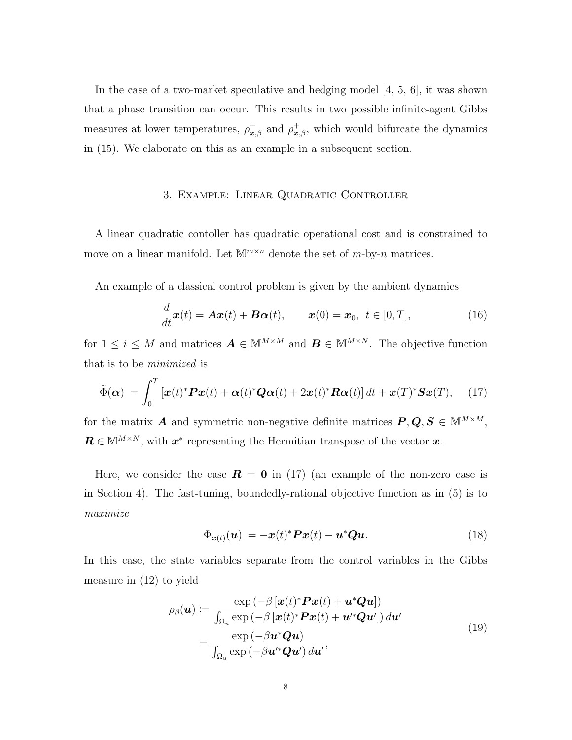In the case of a two-market speculative and hedging model [4, 5, 6], it was shown that a phase transition can occur. This results in two possible infinite-agent Gibbs measures at lower temperatures, $\rho^{-}_{\boldsymbol{x},\beta}$ and $\rho^{+}_{\boldsymbol{x},\beta}$, which would bifurcate the dynamics in (15). We elaborate on this as an example in a subsequent section.

## 3. Example: Linear Quadratic Controller

A linear quadratic contoller has quadratic operational cost and is constrained to move on a linear manifold. Let $\mathbb{M}^{m\times n}$ denote the set of $m$-by-$n$ matrices.

An example of a classical control problem is given by the ambient dynamics

$$\frac{d}{dt}\boldsymbol{x}(t) = \boldsymbol{A}\boldsymbol{x}(t) + \boldsymbol{B}\boldsymbol{\alpha}(t), \qquad \boldsymbol{x}(0) = \boldsymbol{x}_0, \ \ t \in [0,T], \tag{16}$$

for $1 \le i \le M$ and matrices $\boldsymbol{A} \in \mathbb{M}^{M\times M}$ and $\boldsymbol{B} \in \mathbb{M}^{M\times N}$. The objective function that is to be *minimized* is

$$\tilde{\Phi}(\boldsymbol{\alpha}) \ = \int_0^T \left[\boldsymbol{x}(t)^*\boldsymbol{P}\boldsymbol{x}(t) + \boldsymbol{\alpha}(t)^*\boldsymbol{Q}\boldsymbol{\alpha}(t) + 2\boldsymbol{x}(t)^*\boldsymbol{R}\boldsymbol{\alpha}(t)\right] dt + \boldsymbol{x}(T)^*\boldsymbol{S}\boldsymbol{x}(T), \tag{17}$$

for the matrix $\boldsymbol{A}$ and symmetric non-negative definite matrices $\boldsymbol{P}, \boldsymbol{Q}, \boldsymbol{S} \in \mathbb{M}^{M\times M}$, $\boldsymbol{R} \in \mathbb{M}^{M\times N}$, with $\boldsymbol{x}^*$ representing the Hermitian transpose of the vector $\boldsymbol{x}$.

Here, we consider the case $\boldsymbol{R} = \boldsymbol{0}$ in (17) (an example of the non-zero case is in Section 4). The fast-tuning, boundedly-rational objective function as in (5) is to *maximize*

$$\Phi_{\boldsymbol{x}(t)}(\boldsymbol{u}) \ = -\boldsymbol{x}(t)^*\boldsymbol{P}\boldsymbol{x}(t) - \boldsymbol{u}^*\boldsymbol{Q}\boldsymbol{u}. \tag{18}$$

In this case, the state variables separate from the control variables in the Gibbs measure in (12) to yield

$$\begin{aligned}
\rho_\beta(\boldsymbol{u}) &:= \frac{\exp\left(-\beta\left[\boldsymbol{x}(t)^*\boldsymbol{P}\boldsymbol{x}(t) + \boldsymbol{u}^*\boldsymbol{Q}\boldsymbol{u}\right]\right)}{\int_{\Omega_u} \exp\left(-\beta\left[\boldsymbol{x}(t)^*\boldsymbol{P}\boldsymbol{x}(t) + \boldsymbol{u}'^*\boldsymbol{Q}\boldsymbol{u}'\right]\right) d\boldsymbol{u}'} \\
&= \frac{\exp\left(-\beta\boldsymbol{u}^*\boldsymbol{Q}\boldsymbol{u}\right)}{\int_{\Omega_u} \exp\left(-\beta\boldsymbol{u}'^*\boldsymbol{Q}\boldsymbol{u}'\right) d\boldsymbol{u}'},
\end{aligned} \tag{19}$$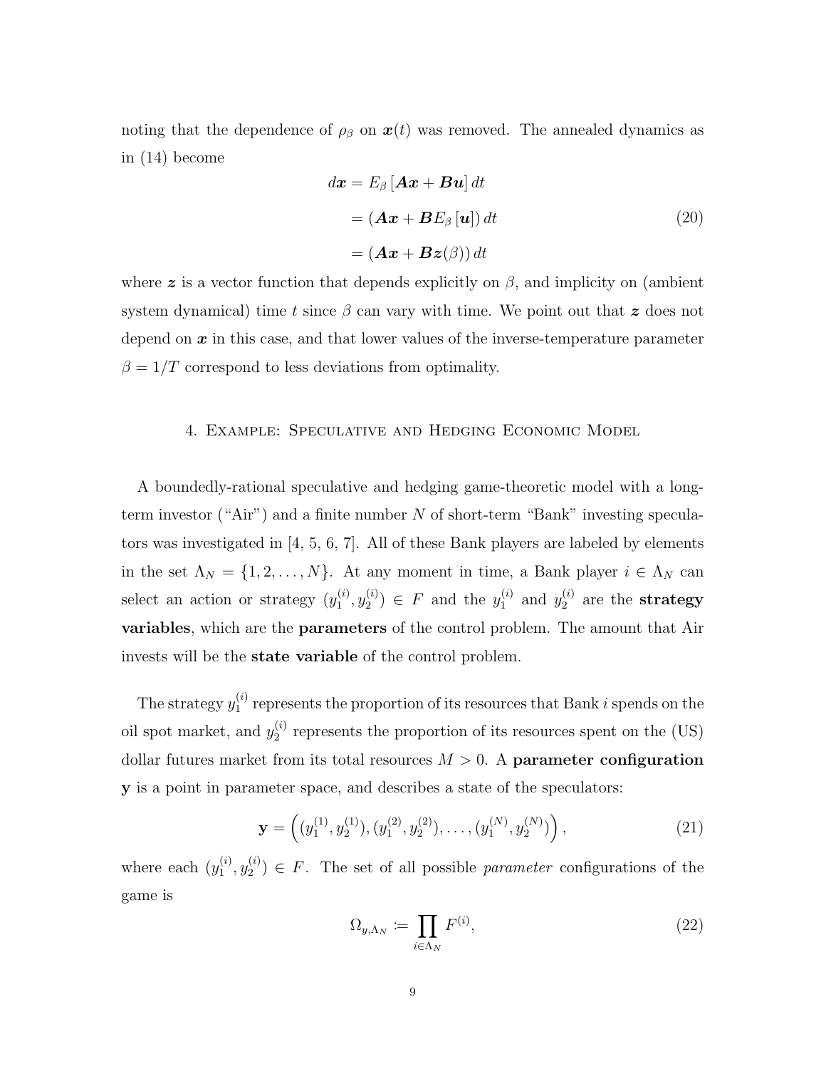noting that the dependence of $\rho_\beta$ on $\boldsymbol{x}(t)$ was removed. The annealed dynamics as in (14) become

$$
\begin{aligned}
d\boldsymbol{x} &= E_\beta\left[\boldsymbol{A}\boldsymbol{x} + \boldsymbol{B}\boldsymbol{u}\right] dt \\
&= \left(\boldsymbol{A}\boldsymbol{x} + \boldsymbol{B}E_\beta\left[\boldsymbol{u}\right]\right) dt \\
&= \left(\boldsymbol{A}\boldsymbol{x} + \boldsymbol{B}\boldsymbol{z}(\beta)\right) dt
\end{aligned}
\tag{20}
$$

where $\boldsymbol{z}$ is a vector function that depends explicitly on $\beta$, and implicity on (ambient system dynamical) time $t$ since $\beta$ can vary with time. We point out that $\boldsymbol{z}$ does not depend on $\boldsymbol{x}$ in this case, and that lower values of the inverse-temperature parameter $\beta = 1/T$ correspond to less deviations from optimality.

## 4. Example: Speculative and Hedging Economic Model

A boundedly-rational speculative and hedging game-theoretic model with a long-term investor ("Air") and a finite number $N$ of short-term "Bank" investing speculators was investigated in [4, 5, 6, 7]. All of these Bank players are labeled by elements in the set $\Lambda_N = \{1, 2, \ldots, N\}$. At any moment in time, a Bank player $i \in \Lambda_N$ can select an action or strategy $(y_1^{(i)}, y_2^{(i)}) \in F$ and the $y_1^{(i)}$ and $y_2^{(i)}$ are the **strategy variables**, which are the **parameters** of the control problem. The amount that Air invests will be the **state variable** of the control problem.

The strategy $y_1^{(i)}$ represents the proportion of its resources that Bank $i$ spends on the oil spot market, and $y_2^{(i)}$ represents the proportion of its resources spent on the (US) dollar futures market from its total resources $M > 0$. A **parameter configuration** $\mathbf{y}$ is a point in parameter space, and describes a state of the speculators:

$$
\mathbf{y} = \left( (y_1^{(1)}, y_2^{(1)}), (y_1^{(2)}, y_2^{(2)}), \ldots, (y_1^{(N)}, y_2^{(N)}) \right), \tag{21}
$$

where each $(y_1^{(i)}, y_2^{(i)}) \in F$. The set of all possible *parameter* configurations of the game is

$$
\Omega_{y,\Lambda_N} \coloneqq \prod_{i \in \Lambda_N} F^{(i)}, \tag{22}
$$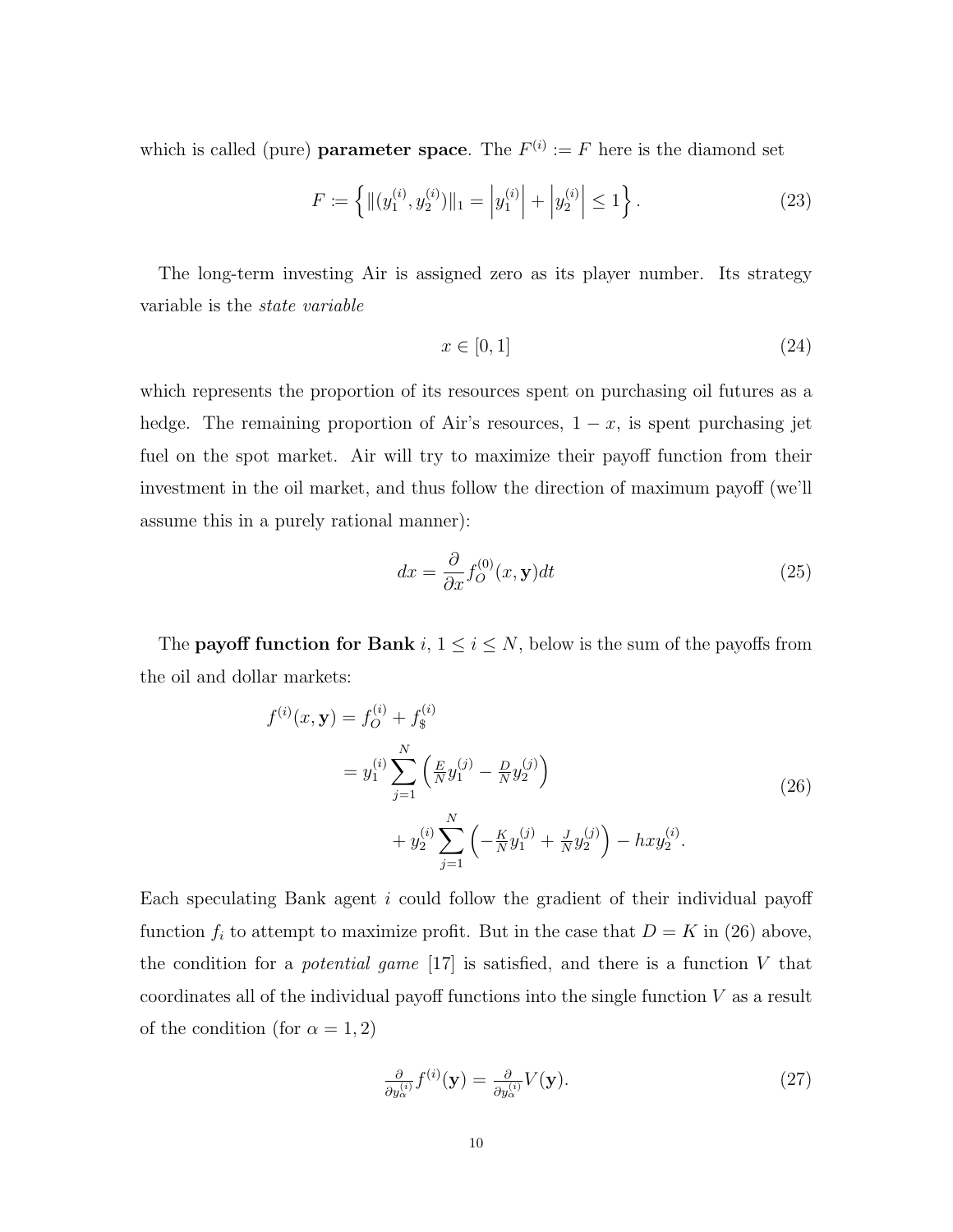which is called (pure) **parameter space**. The $F^{(i)} := F$ here is the diamond set

$$F := \left\{ \|(y_1^{(i)}, y_2^{(i)})\|_1 = \left|y_1^{(i)}\right| + \left|y_2^{(i)}\right| \leq 1 \right\}. \tag{23}$$

The long-term investing Air is assigned zero as its player number. Its strategy variable is the *state variable*

$$x \in [0, 1] \tag{24}$$

which represents the proportion of its resources spent on purchasing oil futures as a hedge. The remaining proportion of Air's resources, $1 - x$, is spent purchasing jet fuel on the spot market. Air will try to maximize their payoff function from their investment in the oil market, and thus follow the direction of maximum payoff (we'll assume this in a purely rational manner):

$$dx = \frac{\partial}{\partial x} f_O^{(0)}(x, \mathbf{y}) dt \tag{25}$$

The **payoff function for Bank** $i$, $1 \leq i \leq N$, below is the sum of the payoffs from the oil and dollar markets:

$$\begin{aligned} f^{(i)}(x, \mathbf{y}) &= f_O^{(i)} + f_\$^{(i)} \\ &= y_1^{(i)} \sum_{j=1}^{N} \left( \tfrac{E}{N} y_1^{(j)} - \tfrac{D}{N} y_2^{(j)} \right) \\ &\qquad + y_2^{(i)} \sum_{j=1}^{N} \left( -\tfrac{K}{N} y_1^{(j)} + \tfrac{J}{N} y_2^{(j)} \right) - hxy_2^{(i)}. \end{aligned} \tag{26}$$

Each speculating Bank agent $i$ could follow the gradient of their individual payoff function $f_i$ to attempt to maximize profit. But in the case that $D = K$ in (26) above, the condition for a *potential game* [17] is satisfied, and there is a function $V$ that coordinates all of the individual payoff functions into the single function $V$ as a result of the condition (for $\alpha = 1, 2$)

$$\tfrac{\partial}{\partial y_\alpha^{(i)}} f^{(i)}(\mathbf{y}) = \tfrac{\partial}{\partial y_\alpha^{(i)}} V(\mathbf{y}). \tag{27}$$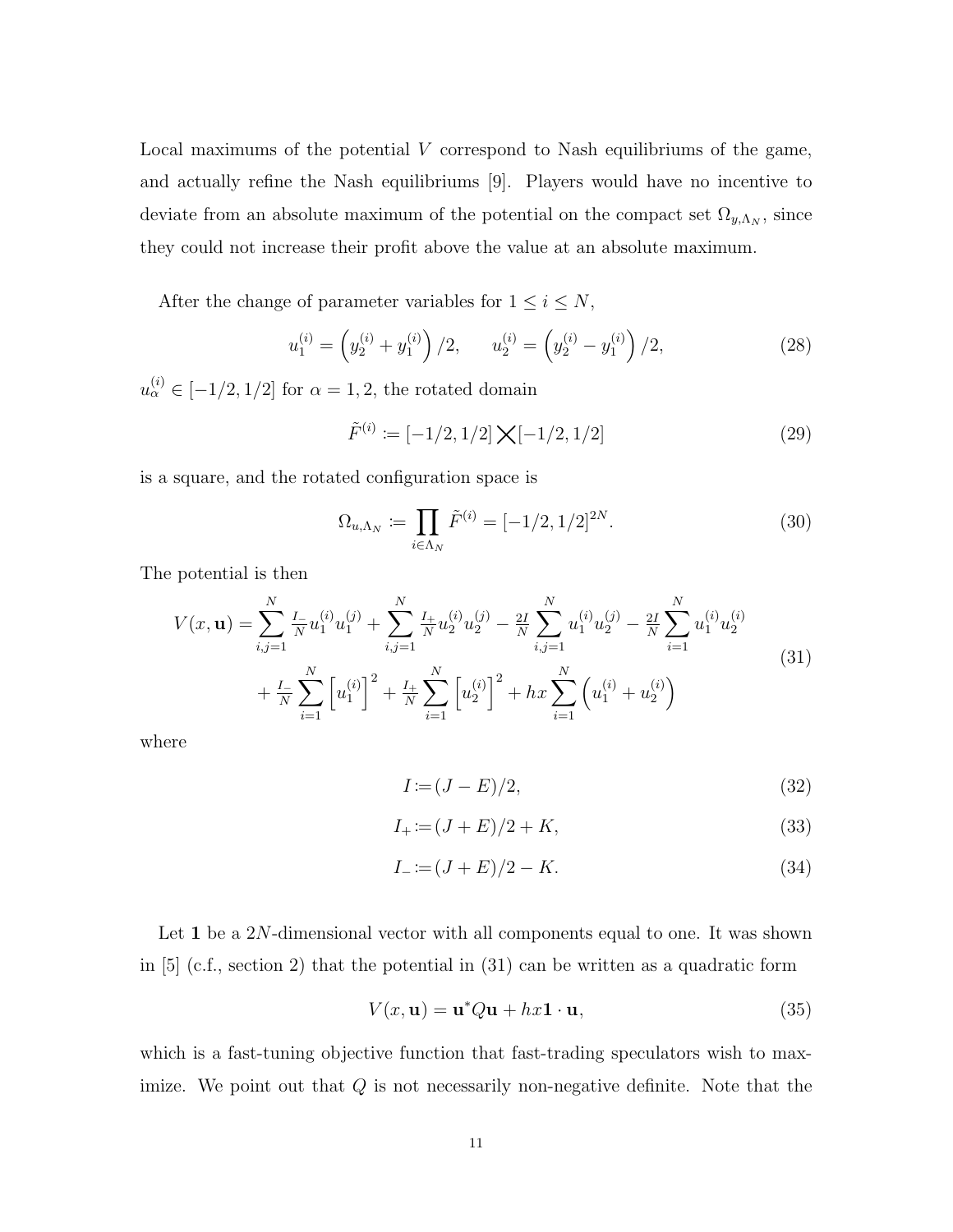Local maximums of the potential $V$ correspond to Nash equilibriums of the game, and actually refine the Nash equilibriums [9]. Players would have no incentive to deviate from an absolute maximum of the potential on the compact set $\Omega_{y,\Lambda_N}$, since they could not increase their profit above the value at an absolute maximum.

After the change of parameter variables for $1 \leq i \leq N$,

$$u_1^{(i)} = \left(y_2^{(i)} + y_1^{(i)}\right)/2, \qquad u_2^{(i)} = \left(y_2^{(i)} - y_1^{(i)}\right)/2, \tag{28}$$

$u_\alpha^{(i)} \in [-1/2, 1/2]$ for $\alpha = 1, 2$, the rotated domain

$$\tilde{F}^{(i)} := [-1/2, 1/2] \bigtimes [-1/2, 1/2] \tag{29}$$

is a square, and the rotated configuration space is

$$\Omega_{u,\Lambda_N} := \prod_{i \in \Lambda_N} \tilde{F}^{(i)} = [-1/2, 1/2]^{2N}. \tag{30}$$

The potential is then

$$\begin{aligned} V(x, \mathbf{u}) = \sum_{i,j=1}^{N} \tfrac{I_-}{N} u_1^{(i)} u_1^{(j)} + \sum_{i,j=1}^{N} \tfrac{I_+}{N} u_2^{(i)} u_2^{(j)} - \tfrac{2I}{N} \sum_{i,j=1}^{N} u_1^{(i)} u_2^{(j)} - \tfrac{2I}{N} \sum_{i=1}^{N} u_1^{(i)} u_2^{(i)} \\ + \tfrac{I_-}{N} \sum_{i=1}^{N} \left[u_1^{(i)}\right]^2 + \tfrac{I_+}{N} \sum_{i=1}^{N} \left[u_2^{(i)}\right]^2 + hx \sum_{i=1}^{N} \left(u_1^{(i)} + u_2^{(i)}\right) \end{aligned} \tag{31}$$

where

$$I := (J - E)/2, \tag{32}$$

$$I_+ := (J + E)/2 + K, \tag{33}$$

$$I_- := (J + E)/2 - K. \tag{34}$$

Let $\mathbf{1}$ be a $2N$-dimensional vector with all components equal to one. It was shown in [5] (c.f., section 2) that the potential in (31) can be written as a quadratic form

$$V(x, \mathbf{u}) = \mathbf{u}^* Q \mathbf{u} + hx \mathbf{1} \cdot \mathbf{u}, \tag{35}$$

which is a fast-tuning objective function that fast-trading speculators wish to maximize. We point out that $Q$ is not necessarily non-negative definite. Note that the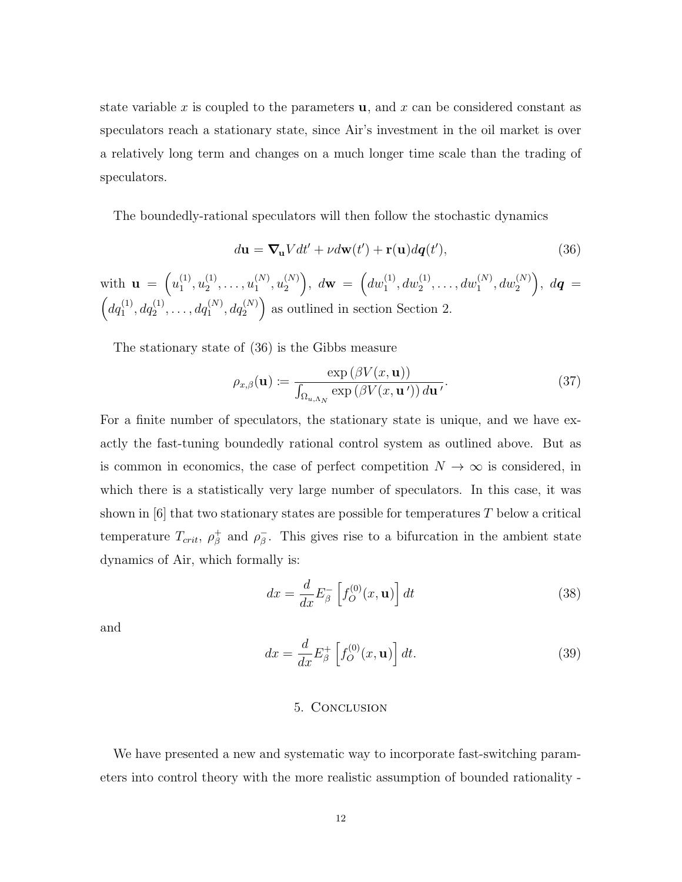state variable $x$ is coupled to the parameters $\mathbf{u}$, and $x$ can be considered constant as speculators reach a stationary state, since Air's investment in the oil market is over a relatively long term and changes on a much longer time scale than the trading of speculators.

The boundedly-rational speculators will then follow the stochastic dynamics

$$d\mathbf{u} = \boldsymbol{\nabla}_{\mathbf{u}} V dt' + \nu d\mathbf{w}(t') + \mathbf{r}(\mathbf{u}) d\boldsymbol{q}(t'), \tag{36}$$

with $\mathbf{u} = \left(u_1^{(1)}, u_2^{(1)}, \ldots, u_1^{(N)}, u_2^{(N)}\right)$, $d\mathbf{w} = \left(dw_1^{(1)}, dw_2^{(1)}, \ldots, dw_1^{(N)}, dw_2^{(N)}\right)$, $d\boldsymbol{q} = \left(dq_1^{(1)}, dq_2^{(1)}, \ldots, dq_1^{(N)}, dq_2^{(N)}\right)$ as outlined in section Section 2.

The stationary state of (36) is the Gibbs measure

$$\rho_{x,\beta}(\mathbf{u}) := \frac{\exp\left(\beta V(x, \mathbf{u})\right)}{\int_{\Omega_{u,\Lambda_N}} \exp\left(\beta V(x, \mathbf{u}')\right) d\mathbf{u}'}. \tag{37}$$

For a finite number of speculators, the stationary state is unique, and we have exactly the fast-tuning boundedly rational control system as outlined above. But as is common in economics, the case of perfect competition $N \to \infty$ is considered, in which there is a statistically very large number of speculators. In this case, it was shown in [6] that two stationary states are possible for temperatures $T$ below a critical temperature $T_{crit}$, $\rho_\beta^+$ and $\rho_\beta^-$. This gives rise to a bifurcation in the ambient state dynamics of Air, which formally is:

$$dx = \frac{d}{dx} E_\beta^- \left[f_O^{(0)}(x, \mathbf{u})\right] dt \tag{38}$$

and

$$dx = \frac{d}{dx} E_\beta^+ \left[f_O^{(0)}(x, \mathbf{u})\right] dt. \tag{39}$$

## 5. Conclusion

We have presented a new and systematic way to incorporate fast-switching parameters into control theory with the more realistic assumption of bounded rationality -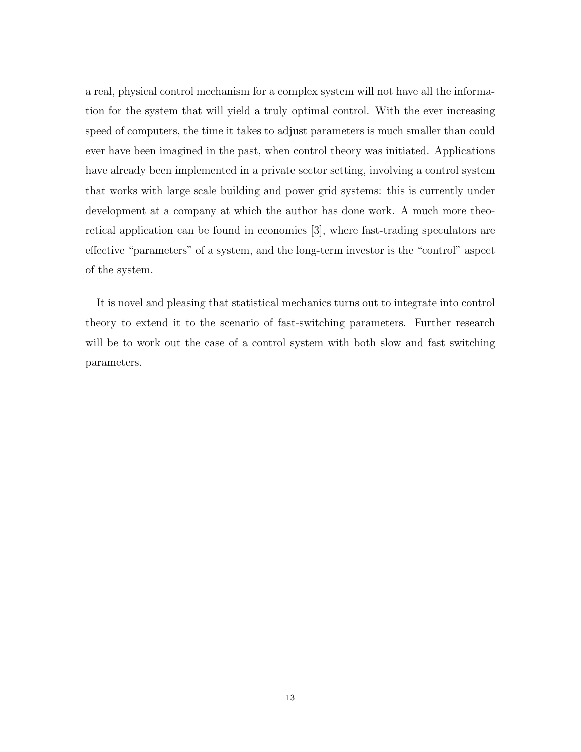a real, physical control mechanism for a complex system will not have all the information for the system that will yield a truly optimal control. With the ever increasing speed of computers, the time it takes to adjust parameters is much smaller than could ever have been imagined in the past, when control theory was initiated. Applications have already been implemented in a private sector setting, involving a control system that works with large scale building and power grid systems: this is currently under development at a company at which the author has done work. A much more theoretical application can be found in economics [3], where fast-trading speculators are effective "parameters" of a system, and the long-term investor is the "control" aspect of the system.

It is novel and pleasing that statistical mechanics turns out to integrate into control theory to extend it to the scenario of fast-switching parameters. Further research will be to work out the case of a control system with both slow and fast switching parameters.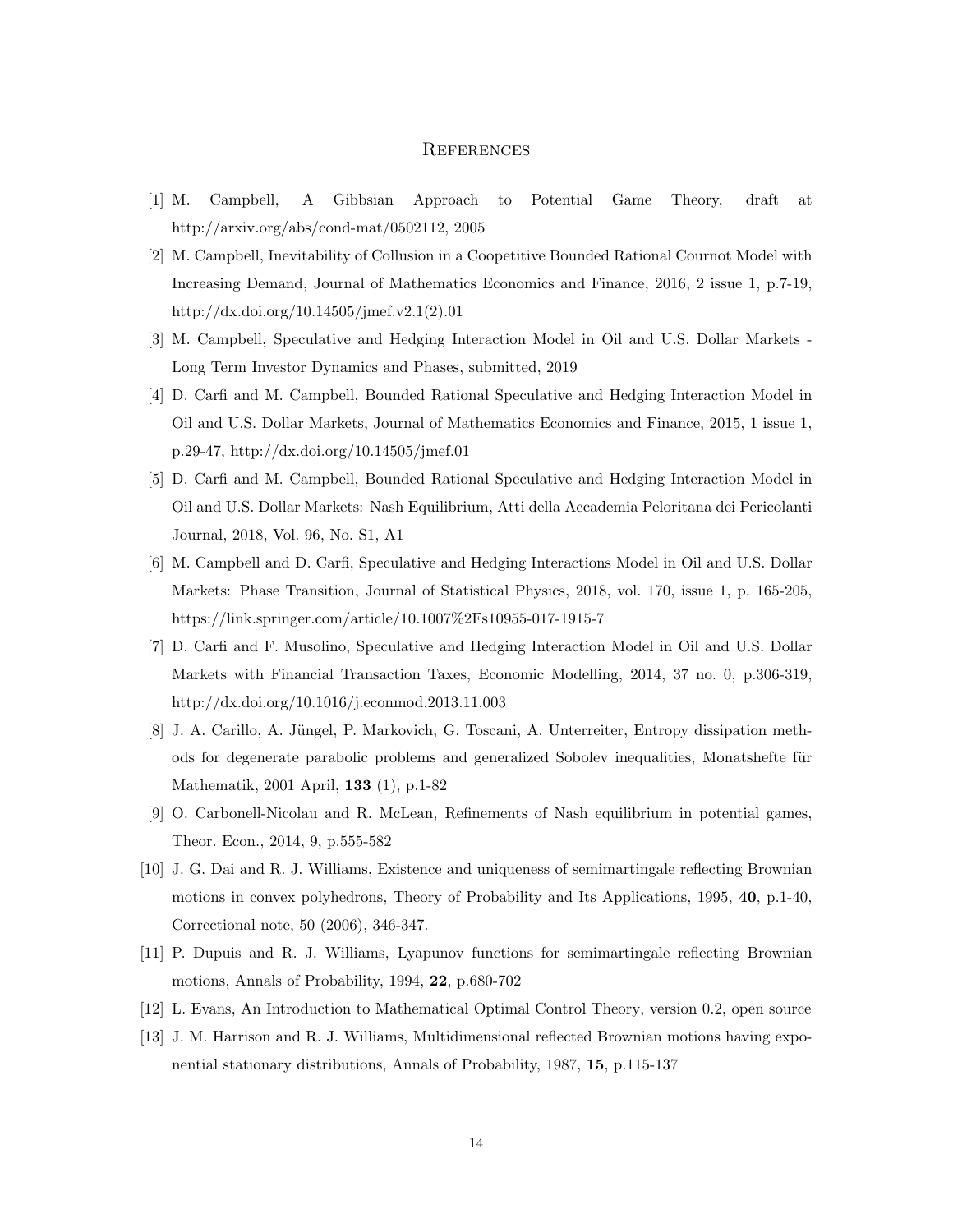# References

[1] M. Campbell, A Gibbsian Approach to Potential Game Theory, draft at http://arxiv.org/abs/cond-mat/0502112, 2005

[2] M. Campbell, Inevitability of Collusion in a Coopetitive Bounded Rational Cournot Model with Increasing Demand, Journal of Mathematics Economics and Finance, 2016, 2 issue 1, p.7-19, http://dx.doi.org/10.14505/jmef.v2.1(2).01

[3] M. Campbell, Speculative and Hedging Interaction Model in Oil and U.S. Dollar Markets - Long Term Investor Dynamics and Phases, submitted, 2019

[4] D. Carfì and M. Campbell, Bounded Rational Speculative and Hedging Interaction Model in Oil and U.S. Dollar Markets, Journal of Mathematics Economics and Finance, 2015, 1 issue 1, p.29-47, http://dx.doi.org/10.14505/jmef.01

[5] D. Carfì and M. Campbell, Bounded Rational Speculative and Hedging Interaction Model in Oil and U.S. Dollar Markets: Nash Equilibrium, Atti della Accademia Peloritana dei Pericolanti Journal, 2018, Vol. 96, No. S1, A1

[6] M. Campbell and D. Carfì, Speculative and Hedging Interactions Model in Oil and U.S. Dollar Markets: Phase Transition, Journal of Statistical Physics, 2018, vol. 170, issue 1, p. 165-205, https://link.springer.com/article/10.1007%2Fs10955-017-1915-7

[7] D. Carfì and F. Musolino, Speculative and Hedging Interaction Model in Oil and U.S. Dollar Markets with Financial Transaction Taxes, Economic Modelling, 2014, 37 no. 0, p.306-319, http://dx.doi.org/10.1016/j.econmod.2013.11.003

[8] J. A. Carillo, A. Jüngel, P. Markovich, G. Toscani, A. Unterreiter, Entropy dissipation methods for degenerate parabolic problems and generalized Sobolev inequalities, Monatshefte für Mathematik, 2001 April, **133** (1), p.1-82

[9] O. Carbonell-Nicolau and R. McLean, Refinements of Nash equilibrium in potential games, Theor. Econ., 2014, 9, p.555-582

[10] J. G. Dai and R. J. Williams, Existence and uniqueness of semimartingale reflecting Brownian motions in convex polyhedrons, Theory of Probability and Its Applications, 1995, **40**, p.1-40, Correctional note, 50 (2006), 346-347.

[11] P. Dupuis and R. J. Williams, Lyapunov functions for semimartingale reflecting Brownian motions, Annals of Probability, 1994, **22**, p.680-702

[12] L. Evans, An Introduction to Mathematical Optimal Control Theory, version 0.2, open source

[13] J. M. Harrison and R. J. Williams, Multidimensional reflected Brownian motions having exponential stationary distributions, Annals of Probability, 1987, **15**, p.115-137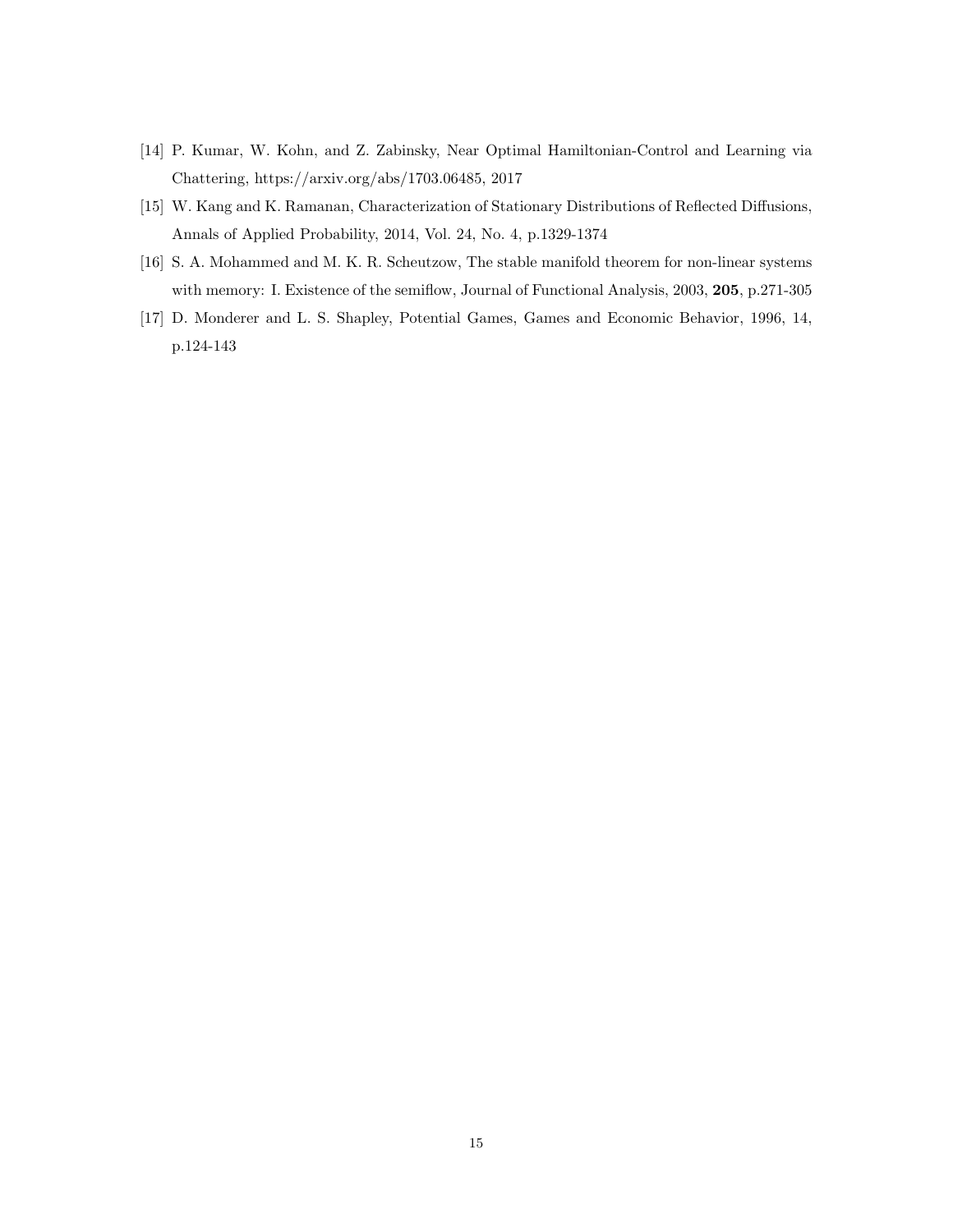[14] P. Kumar, W. Kohn, and Z. Zabinsky, Near Optimal Hamiltonian-Control and Learning via Chattering, https://arxiv.org/abs/1703.06485, 2017

[15] W. Kang and K. Ramanan, Characterization of Stationary Distributions of Reflected Diffusions, Annals of Applied Probability, 2014, Vol. 24, No. 4, p.1329-1374

[16] S. A. Mohammed and M. K. R. Scheutzow, The stable manifold theorem for non-linear systems with memory: I. Existence of the semiflow, Journal of Functional Analysis, 2003, **205**, p.271-305

[17] D. Monderer and L. S. Shapley, Potential Games, Games and Economic Behavior, 1996, 14, p.124-143